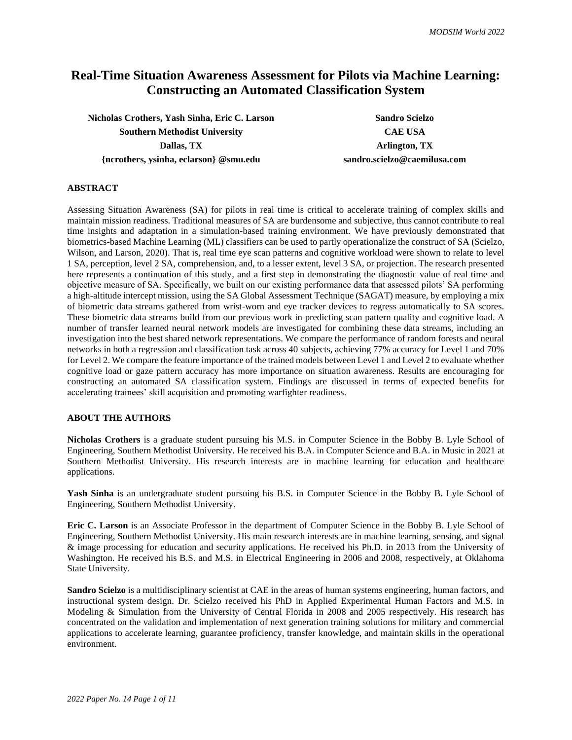# Real-Time Situation Awareness Assessment for Pilots via Machine Learning: Constructing an Automated Classification System

**Nicholas Crothers, Yash Sinha, Eric C. Larson**
**Southern Methodist University**
**Dallas, TX**
**{ncrothers, ysinha, eclarson} @smu.edu**

**Sandro Scielzo**
**CAE USA**
**Arlington, TX**
**sandro.scielzo@caemilusa.com**

## ABSTRACT

Assessing Situation Awareness (SA) for pilots in real time is critical to accelerate training of complex skills and maintain mission readiness. Traditional measures of SA are burdensome and subjective, thus cannot contribute to real time insights and adaptation in a simulation-based training environment. We have previously demonstrated that biometrics-based Machine Learning (ML) classifiers can be used to partly operationalize the construct of SA (Scielzo, Wilson, and Larson, 2020). That is, real time eye scan patterns and cognitive workload were shown to relate to level 1 SA, perception, level 2 SA, comprehension, and, to a lesser extent, level 3 SA, or projection. The research presented here represents a continuation of this study, and a first step in demonstrating the diagnostic value of real time and objective measure of SA. Specifically, we built on our existing performance data that assessed pilots' SA performing a high-altitude intercept mission, using the SA Global Assessment Technique (SAGAT) measure, by employing a mix of biometric data streams gathered from wrist-worn and eye tracker devices to regress automatically to SA scores. These biometric data streams build from our previous work in predicting scan pattern quality and cognitive load. A number of transfer learned neural network models are investigated for combining these data streams, including an investigation into the best shared network representations. We compare the performance of random forests and neural networks in both a regression and classification task across 40 subjects, achieving 77% accuracy for Level 1 and 70% for Level 2. We compare the feature importance of the trained models between Level 1 and Level 2 to evaluate whether cognitive load or gaze pattern accuracy has more importance on situation awareness. Results are encouraging for constructing an automated SA classification system. Findings are discussed in terms of expected benefits for accelerating trainees' skill acquisition and promoting warfighter readiness.

## ABOUT THE AUTHORS

**Nicholas Crothers** is a graduate student pursuing his M.S. in Computer Science in the Bobby B. Lyle School of Engineering, Southern Methodist University. He received his B.A. in Computer Science and B.A. in Music in 2021 at Southern Methodist University. His research interests are in machine learning for education and healthcare applications.

**Yash Sinha** is an undergraduate student pursuing his B.S. in Computer Science in the Bobby B. Lyle School of Engineering, Southern Methodist University.

**Eric C. Larson** is an Associate Professor in the department of Computer Science in the Bobby B. Lyle School of Engineering, Southern Methodist University. His main research interests are in machine learning, sensing, and signal & image processing for education and security applications. He received his Ph.D. in 2013 from the University of Washington. He received his B.S. and M.S. in Electrical Engineering in 2006 and 2008, respectively, at Oklahoma State University.

**Sandro Scielzo** is a multidisciplinary scientist at CAE in the areas of human systems engineering, human factors, and instructional system design. Dr. Scielzo received his PhD in Applied Experimental Human Factors and M.S. in Modeling & Simulation from the University of Central Florida in 2008 and 2005 respectively. His research has concentrated on the validation and implementation of next generation training solutions for military and commercial applications to accelerate learning, guarantee proficiency, transfer knowledge, and maintain skills in the operational environment.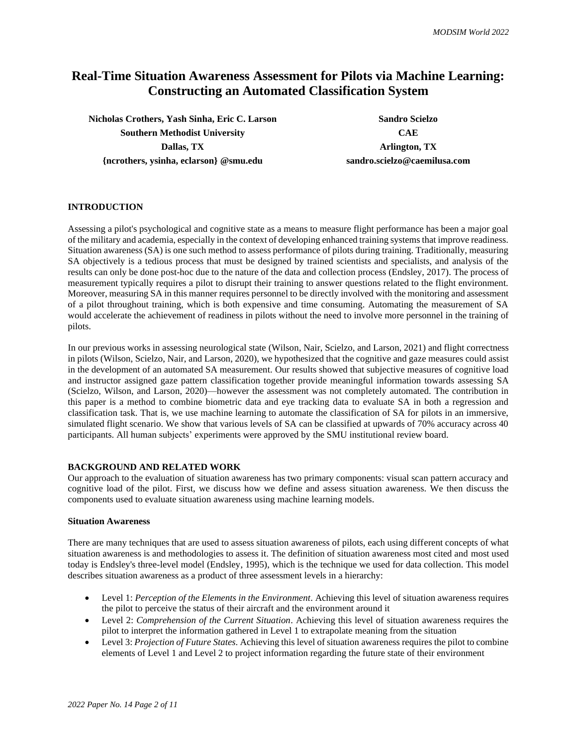# Real-Time Situation Awareness Assessment for Pilots via Machine Learning: Constructing an Automated Classification System

**Nicholas Crothers, Yash Sinha, Eric C. Larson**
**Southern Methodist University**
**Dallas, TX**
**{ncrothers, ysinha, eclarson} @smu.edu**

**Sandro Scielzo**
**CAE**
**Arlington, TX**
**sandro.scielzo@caemilusa.com**

## INTRODUCTION

Assessing a pilot's psychological and cognitive state as a means to measure flight performance has been a major goal of the military and academia, especially in the context of developing enhanced training systems that improve readiness. Situation awareness (SA) is one such method to assess performance of pilots during training. Traditionally, measuring SA objectively is a tedious process that must be designed by trained scientists and specialists, and analysis of the results can only be done post-hoc due to the nature of the data and collection process (Endsley, 2017). The process of measurement typically requires a pilot to disrupt their training to answer questions related to the flight environment. Moreover, measuring SA in this manner requires personnel to be directly involved with the monitoring and assessment of a pilot throughout training, which is both expensive and time consuming. Automating the measurement of SA would accelerate the achievement of readiness in pilots without the need to involve more personnel in the training of pilots.

In our previous works in assessing neurological state (Wilson, Nair, Scielzo, and Larson, 2021) and flight correctness in pilots (Wilson, Scielzo, Nair, and Larson, 2020), we hypothesized that the cognitive and gaze measures could assist in the development of an automated SA measurement. Our results showed that subjective measures of cognitive load and instructor assigned gaze pattern classification together provide meaningful information towards assessing SA (Scielzo, Wilson, and Larson, 2020)—however the assessment was not completely automated. The contribution in this paper is a method to combine biometric data and eye tracking data to evaluate SA in both a regression and classification task. That is, we use machine learning to automate the classification of SA for pilots in an immersive, simulated flight scenario. We show that various levels of SA can be classified at upwards of 70% accuracy across 40 participants. All human subjects' experiments were approved by the SMU institutional review board.

## BACKGROUND AND RELATED WORK

Our approach to the evaluation of situation awareness has two primary components: visual scan pattern accuracy and cognitive load of the pilot. First, we discuss how we define and assess situation awareness. We then discuss the components used to evaluate situation awareness using machine learning models.

### Situation Awareness

There are many techniques that are used to assess situation awareness of pilots, each using different concepts of what situation awareness is and methodologies to assess it. The definition of situation awareness most cited and most used today is Endsley's three-level model (Endsley, 1995), which is the technique we used for data collection. This model describes situation awareness as a product of three assessment levels in a hierarchy:

- Level 1: *Perception of the Elements in the Environment*. Achieving this level of situation awareness requires the pilot to perceive the status of their aircraft and the environment around it
- Level 2: *Comprehension of the Current Situation*. Achieving this level of situation awareness requires the pilot to interpret the information gathered in Level 1 to extrapolate meaning from the situation
- Level 3: *Projection of Future States*. Achieving this level of situation awareness requires the pilot to combine elements of Level 1 and Level 2 to project information regarding the future state of their environment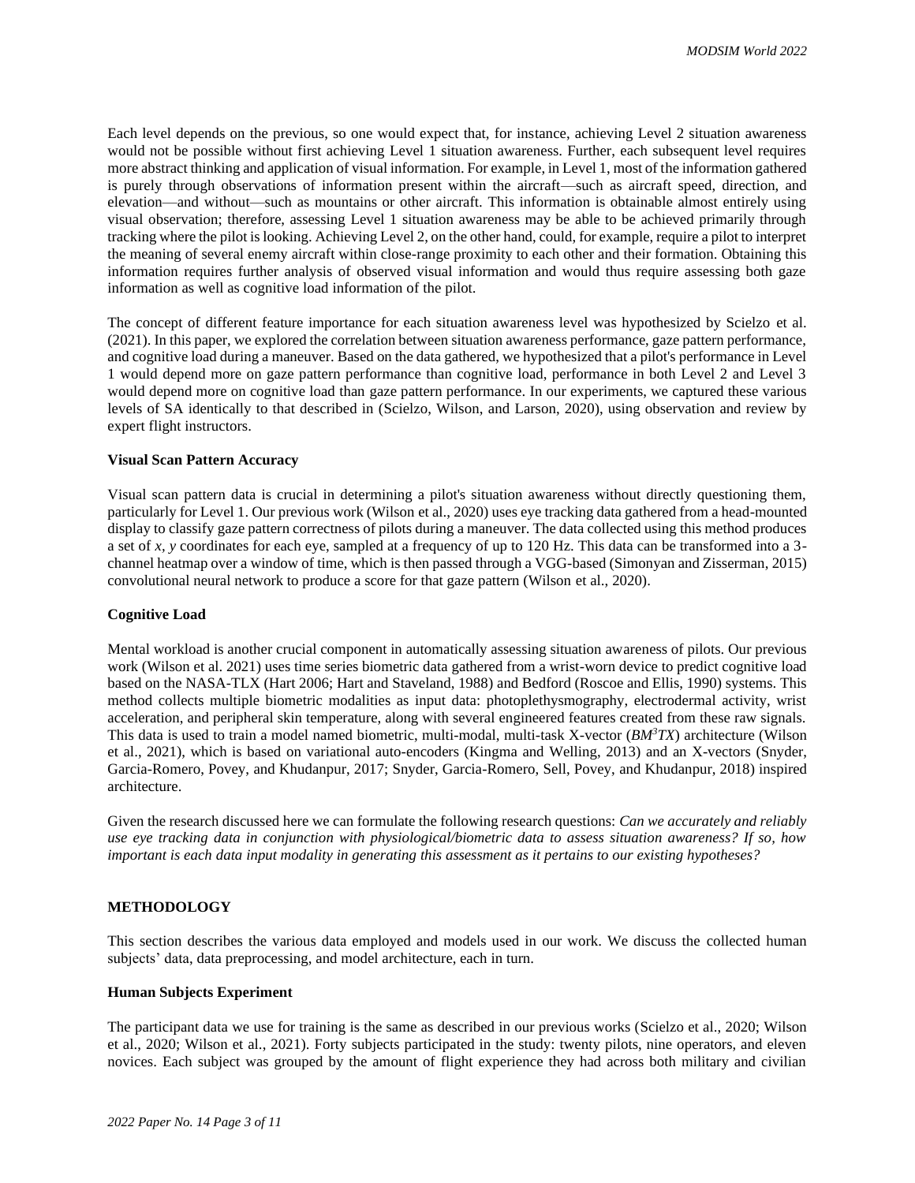Each level depends on the previous, so one would expect that, for instance, achieving Level 2 situation awareness would not be possible without first achieving Level 1 situation awareness. Further, each subsequent level requires more abstract thinking and application of visual information. For example, in Level 1, most of the information gathered is purely through observations of information present within the aircraft—such as aircraft speed, direction, and elevation—and without—such as mountains or other aircraft. This information is obtainable almost entirely using visual observation; therefore, assessing Level 1 situation awareness may be able to be achieved primarily through tracking where the pilot is looking. Achieving Level 2, on the other hand, could, for example, require a pilot to interpret the meaning of several enemy aircraft within close-range proximity to each other and their formation. Obtaining this information requires further analysis of observed visual information and would thus require assessing both gaze information as well as cognitive load information of the pilot.

The concept of different feature importance for each situation awareness level was hypothesized by Scielzo et al. (2021). In this paper, we explored the correlation between situation awareness performance, gaze pattern performance, and cognitive load during a maneuver. Based on the data gathered, we hypothesized that a pilot's performance in Level 1 would depend more on gaze pattern performance than cognitive load, performance in both Level 2 and Level 3 would depend more on cognitive load than gaze pattern performance. In our experiments, we captured these various levels of SA identically to that described in (Scielzo, Wilson, and Larson, 2020), using observation and review by expert flight instructors.

**Visual Scan Pattern Accuracy**

Visual scan pattern data is crucial in determining a pilot's situation awareness without directly questioning them, particularly for Level 1. Our previous work (Wilson et al., 2020) uses eye tracking data gathered from a head-mounted display to classify gaze pattern correctness of pilots during a maneuver. The data collected using this method produces a set of *x, y* coordinates for each eye, sampled at a frequency of up to 120 Hz. This data can be transformed into a 3-channel heatmap over a window of time, which is then passed through a VGG-based (Simonyan and Zisserman, 2015) convolutional neural network to produce a score for that gaze pattern (Wilson et al., 2020).

**Cognitive Load**

Mental workload is another crucial component in automatically assessing situation awareness of pilots. Our previous work (Wilson et al. 2021) uses time series biometric data gathered from a wrist-worn device to predict cognitive load based on the NASA-TLX (Hart 2006; Hart and Staveland, 1988) and Bedford (Roscoe and Ellis, 1990) systems. This method collects multiple biometric modalities as input data: photoplethysmography, electrodermal activity, wrist acceleration, and peripheral skin temperature, along with several engineered features created from these raw signals. This data is used to train a model named biometric, multi-modal, multi-task X-vector (*BM$^3$TX*) architecture (Wilson et al., 2021), which is based on variational auto-encoders (Kingma and Welling, 2013) and an X-vectors (Snyder, Garcia-Romero, Povey, and Khudanpur, 2017; Snyder, Garcia-Romero, Sell, Povey, and Khudanpur, 2018) inspired architecture.

Given the research discussed here we can formulate the following research questions: *Can we accurately and reliably use eye tracking data in conjunction with physiological/biometric data to assess situation awareness? If so, how important is each data input modality in generating this assessment as it pertains to our existing hypotheses?*

## METHODOLOGY

This section describes the various data employed and models used in our work. We discuss the collected human subjects' data, data preprocessing, and model architecture, each in turn.

**Human Subjects Experiment**

The participant data we use for training is the same as described in our previous works (Scielzo et al., 2020; Wilson et al., 2020; Wilson et al., 2021). Forty subjects participated in the study: twenty pilots, nine operators, and eleven novices. Each subject was grouped by the amount of flight experience they had across both military and civilian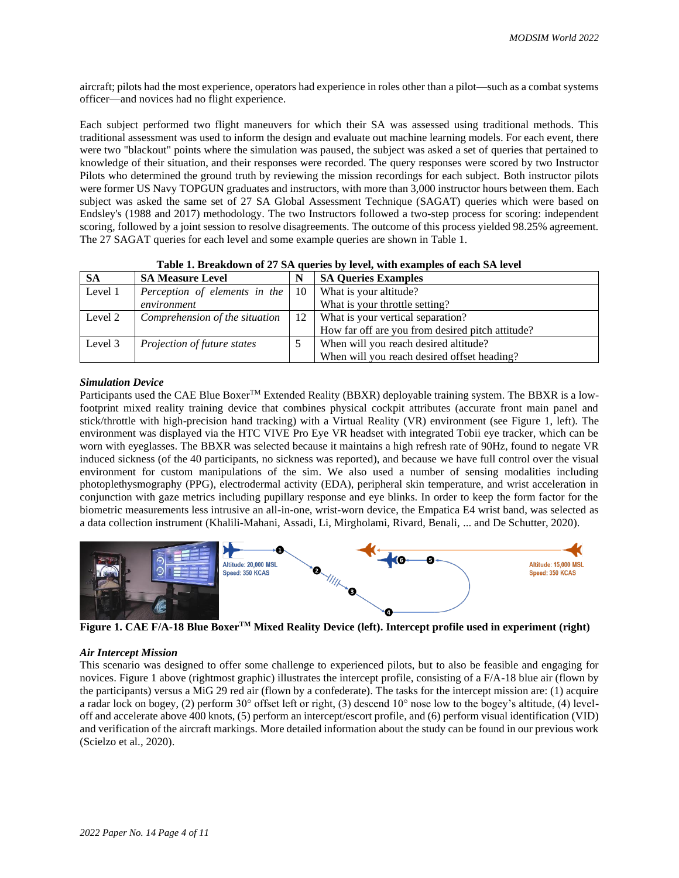aircraft; pilots had the most experience, operators had experience in roles other than a pilot—such as a combat systems officer—and novices had no flight experience.

Each subject performed two flight maneuvers for which their SA was assessed using traditional methods. This traditional assessment was used to inform the design and evaluate out machine learning models. For each event, there were two "blackout" points where the simulation was paused, the subject was asked a set of queries that pertained to knowledge of their situation, and their responses were recorded. The query responses were scored by two Instructor Pilots who determined the ground truth by reviewing the mission recordings for each subject. Both instructor pilots were former US Navy TOPGUN graduates and instructors, with more than 3,000 instructor hours between them. Each subject was asked the same set of 27 SA Global Assessment Technique (SAGAT) queries which were based on Endsley's (1988 and 2017) methodology. The two Instructors followed a two-step process for scoring: independent scoring, followed by a joint session to resolve disagreements. The outcome of this process yielded 98.25% agreement. The 27 SAGAT queries for each level and some example queries are shown in Table 1.

**Table 1. Breakdown of 27 SA queries by level, with examples of each SA level**

| SA | SA Measure Level | N | SA Queries Examples |
|---|---|---|---|
| Level 1 | *Perception of elements in the environment* | 10 | What is your altitude?<br>What is your throttle setting? |
| Level 2 | *Comprehension of the situation* | 12 | What is your vertical separation?<br>How far off are you from desired pitch attitude? |
| Level 3 | *Projection of future states* | 5 | When will you reach desired altitude?<br>When will you reach desired offset heading? |

### *Simulation Device*

Participants used the CAE Blue Boxer™ Extended Reality (BBXR) deployable training system. The BBXR is a low-footprint mixed reality training device that combines physical cockpit attributes (accurate front main panel and stick/throttle with high-precision hand tracking) with a Virtual Reality (VR) environment (see Figure 1, left). The environment was displayed via the HTC VIVE Pro Eye VR headset with integrated Tobii eye tracker, which can be worn with eyeglasses. The BBXR was selected because it maintains a high refresh rate of 90Hz, found to negate VR induced sickness (of the 40 participants, no sickness was reported), and because we have full control over the visual environment for custom manipulations of the sim. We also used a number of sensing modalities including photoplethysmography (PPG), electrodermal activity (EDA), peripheral skin temperature, and wrist acceleration in conjunction with gaze metrics including pupillary response and eye blinks. In order to keep the form factor for the biometric measurements less intrusive an all-in-one, wrist-worn device, the Empatica E4 wrist band, was selected as a data collection instrument (Khalili-Mahani, Assadi, Li, Mirgholami, Rivard, Benali, ... and De Schutter, 2020).

**Figure 1. CAE F/A-18 Blue Boxer™ Mixed Reality Device (left). Intercept profile used in experiment (right)**

### *Air Intercept Mission*

This scenario was designed to offer some challenge to experienced pilots, but to also be feasible and engaging for novices. Figure 1 above (rightmost graphic) illustrates the intercept profile, consisting of a F/A-18 blue air (flown by the participants) versus a MiG 29 red air (flown by a confederate). The tasks for the intercept mission are: (1) acquire a radar lock on bogey, (2) perform 30° offset left or right, (3) descend 10° nose low to the bogey's altitude, (4) level-off and accelerate above 400 knots, (5) perform an intercept/escort profile, and (6) perform visual identification (VID) and verification of the aircraft markings. More detailed information about the study can be found in our previous work (Scielzo et al., 2020).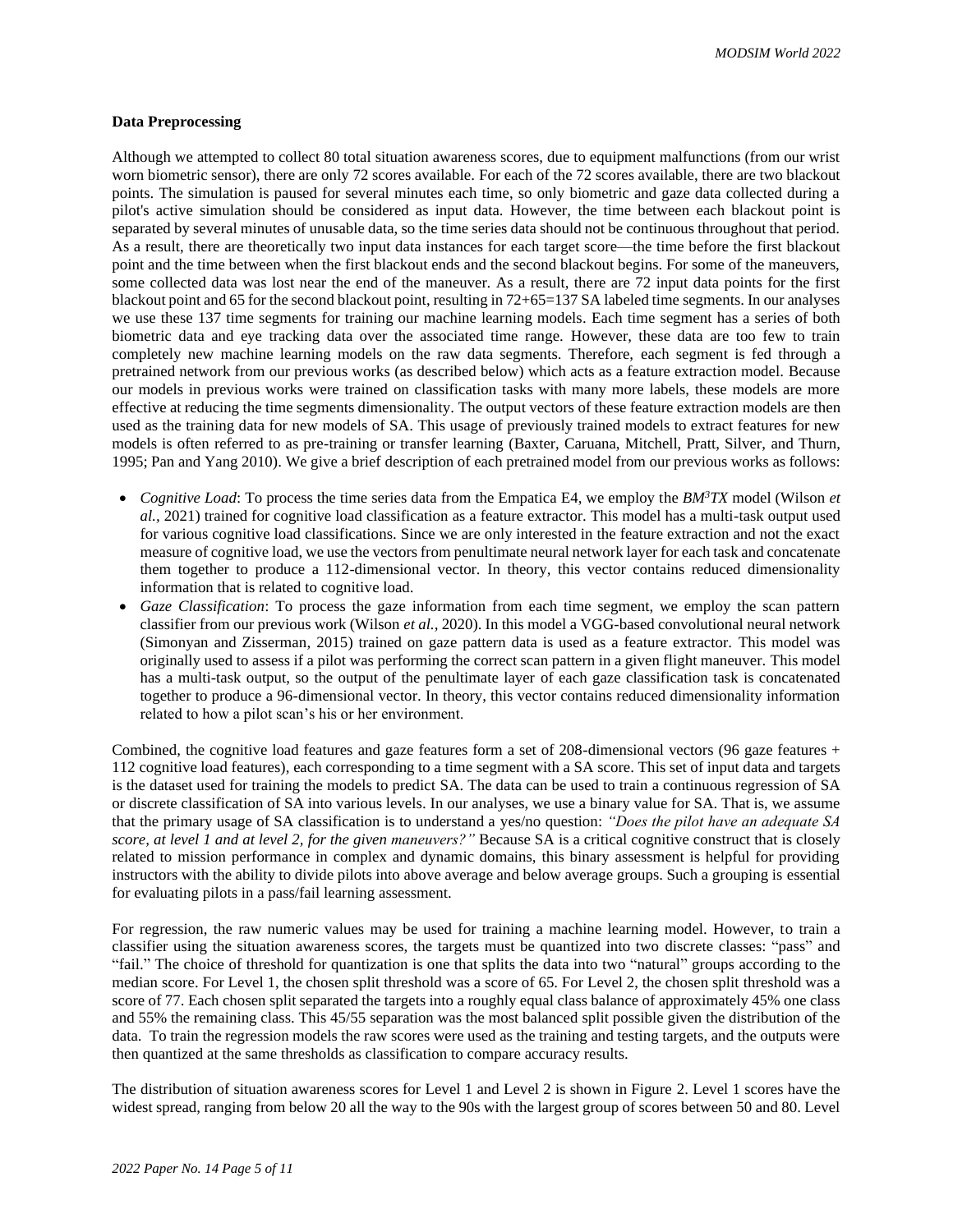**Data Preprocessing**

Although we attempted to collect 80 total situation awareness scores, due to equipment malfunctions (from our wrist worn biometric sensor), there are only 72 scores available. For each of the 72 scores available, there are two blackout points. The simulation is paused for several minutes each time, so only biometric and gaze data collected during a pilot's active simulation should be considered as input data. However, the time between each blackout point is separated by several minutes of unusable data, so the time series data should not be continuous throughout that period. As a result, there are theoretically two input data instances for each target score—the time before the first blackout point and the time between when the first blackout ends and the second blackout begins. For some of the maneuvers, some collected data was lost near the end of the maneuver. As a result, there are 72 input data points for the first blackout point and 65 for the second blackout point, resulting in 72+65=137 SA labeled time segments. In our analyses we use these 137 time segments for training our machine learning models. Each time segment has a series of both biometric data and eye tracking data over the associated time range. However, these data are too few to train completely new machine learning models on the raw data segments. Therefore, each segment is fed through a pretrained network from our previous works (as described below) which acts as a feature extraction model. Because our models in previous works were trained on classification tasks with many more labels, these models are more effective at reducing the time segments dimensionality. The output vectors of these feature extraction models are then used as the training data for new models of SA. This usage of previously trained models to extract features for new models is often referred to as pre-training or transfer learning (Baxter, Caruana, Mitchell, Pratt, Silver, and Thurn, 1995; Pan and Yang 2010). We give a brief description of each pretrained model from our previous works as follows:

- *Cognitive Load*: To process the time series data from the Empatica E4, we employ the *BM³TX* model (Wilson *et al.*, 2021) trained for cognitive load classification as a feature extractor. This model has a multi-task output used for various cognitive load classifications. Since we are only interested in the feature extraction and not the exact measure of cognitive load, we use the vectors from penultimate neural network layer for each task and concatenate them together to produce a 112-dimensional vector. In theory, this vector contains reduced dimensionality information that is related to cognitive load.
- *Gaze Classification*: To process the gaze information from each time segment, we employ the scan pattern classifier from our previous work (Wilson *et al.*, 2020). In this model a VGG-based convolutional neural network (Simonyan and Zisserman, 2015) trained on gaze pattern data is used as a feature extractor. This model was originally used to assess if a pilot was performing the correct scan pattern in a given flight maneuver. This model has a multi-task output, so the output of the penultimate layer of each gaze classification task is concatenated together to produce a 96-dimensional vector. In theory, this vector contains reduced dimensionality information related to how a pilot scan's his or her environment.

Combined, the cognitive load features and gaze features form a set of 208-dimensional vectors (96 gaze features + 112 cognitive load features), each corresponding to a time segment with a SA score. This set of input data and targets is the dataset used for training the models to predict SA. The data can be used to train a continuous regression of SA or discrete classification of SA into various levels. In our analyses, we use a binary value for SA. That is, we assume that the primary usage of SA classification is to understand a yes/no question: *"Does the pilot have an adequate SA score, at level 1 and at level 2, for the given maneuvers?"* Because SA is a critical cognitive construct that is closely related to mission performance in complex and dynamic domains, this binary assessment is helpful for providing instructors with the ability to divide pilots into above average and below average groups. Such a grouping is essential for evaluating pilots in a pass/fail learning assessment.

For regression, the raw numeric values may be used for training a machine learning model. However, to train a classifier using the situation awareness scores, the targets must be quantized into two discrete classes: "pass" and "fail." The choice of threshold for quantization is one that splits the data into two "natural" groups according to the median score. For Level 1, the chosen split threshold was a score of 65. For Level 2, the chosen split threshold was a score of 77. Each chosen split separated the targets into a roughly equal class balance of approximately 45% one class and 55% the remaining class. This 45/55 separation was the most balanced split possible given the distribution of the data. To train the regression models the raw scores were used as the training and testing targets, and the outputs were then quantized at the same thresholds as classification to compare accuracy results.

The distribution of situation awareness scores for Level 1 and Level 2 is shown in Figure 2. Level 1 scores have the widest spread, ranging from below 20 all the way to the 90s with the largest group of scores between 50 and 80. Level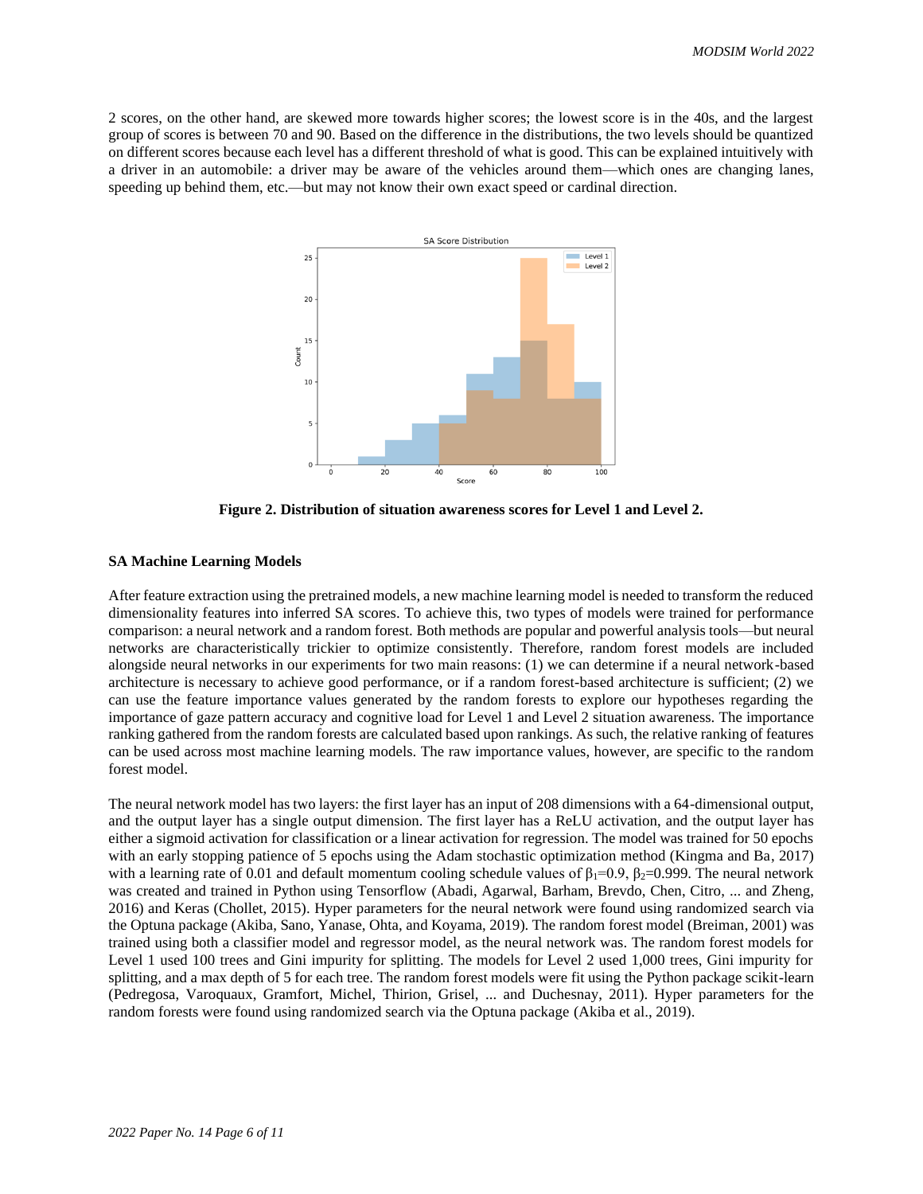2 scores, on the other hand, are skewed more towards higher scores; the lowest score is in the 40s, and the largest group of scores is between 70 and 90. Based on the difference in the distributions, the two levels should be quantized on different scores because each level has a different threshold of what is good. This can be explained intuitively with a driver in an automobile: a driver may be aware of the vehicles around them—which ones are changing lanes, speeding up behind them, etc.—but may not know their own exact speed or cardinal direction.

**Figure 2. Distribution of situation awareness scores for Level 1 and Level 2.**

### SA Machine Learning Models

After feature extraction using the pretrained models, a new machine learning model is needed to transform the reduced dimensionality features into inferred SA scores. To achieve this, two types of models were trained for performance comparison: a neural network and a random forest. Both methods are popular and powerful analysis tools—but neural networks are characteristically trickier to optimize consistently. Therefore, random forest models are included alongside neural networks in our experiments for two main reasons: (1) we can determine if a neural network-based architecture is necessary to achieve good performance, or if a random forest-based architecture is sufficient; (2) we can use the feature importance values generated by the random forests to explore our hypotheses regarding the importance of gaze pattern accuracy and cognitive load for Level 1 and Level 2 situation awareness. The importance ranking gathered from the random forests are calculated based upon rankings. As such, the relative ranking of features can be used across most machine learning models. The raw importance values, however, are specific to the random forest model.

The neural network model has two layers: the first layer has an input of 208 dimensions with a 64-dimensional output, and the output layer has a single output dimension. The first layer has a ReLU activation, and the output layer has either a sigmoid activation for classification or a linear activation for regression. The model was trained for 50 epochs with an early stopping patience of 5 epochs using the Adam stochastic optimization method (Kingma and Ba, 2017) with a learning rate of 0.01 and default momentum cooling schedule values of $\beta_1$=0.9, $\beta_2$=0.999. The neural network was created and trained in Python using Tensorflow (Abadi, Agarwal, Barham, Brevdo, Chen, Citro, ... and Zheng, 2016) and Keras (Chollet, 2015). Hyper parameters for the neural network were found using randomized search via the Optuna package (Akiba, Sano, Yanase, Ohta, and Koyama, 2019). The random forest model (Breiman, 2001) was trained using both a classifier model and regressor model, as the neural network was. The random forest models for Level 1 used 100 trees and Gini impurity for splitting. The models for Level 2 used 1,000 trees, Gini impurity for splitting, and a max depth of 5 for each tree. The random forest models were fit using the Python package scikit-learn (Pedregosa, Varoquaux, Gramfort, Michel, Thirion, Grisel, ... and Duchesnay, 2011). Hyper parameters for the random forests were found using randomized search via the Optuna package (Akiba et al., 2019).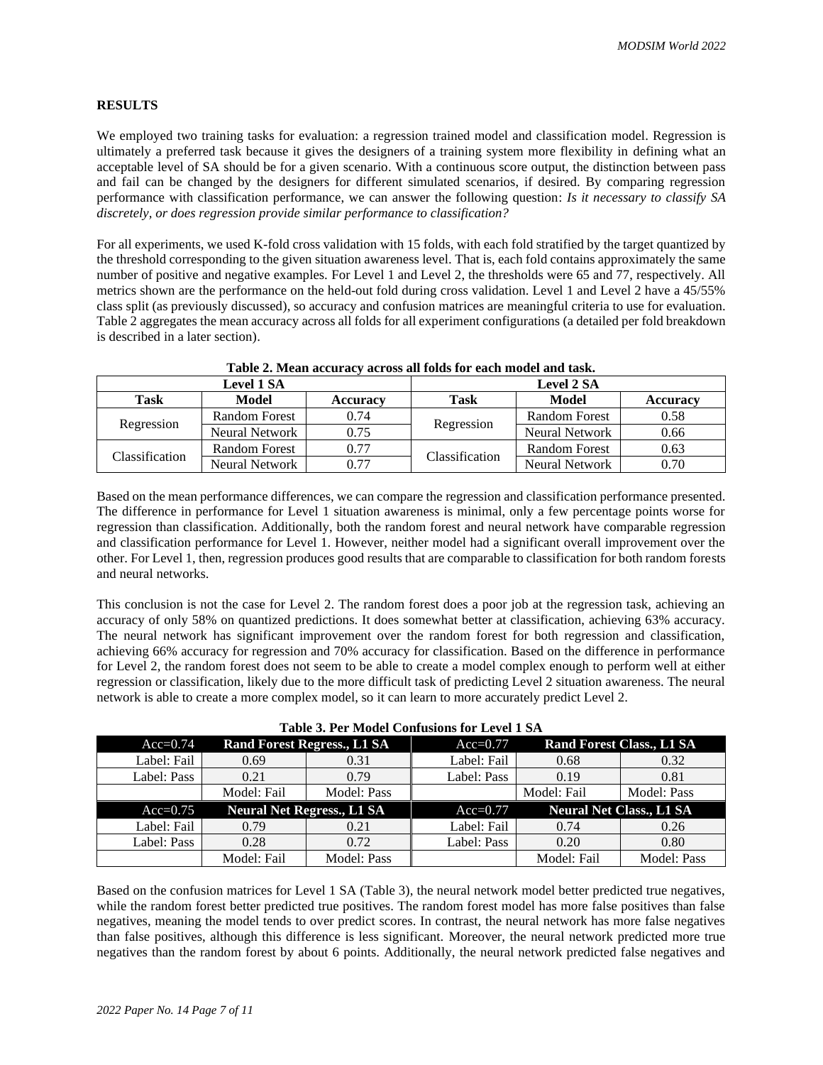## RESULTS

We employed two training tasks for evaluation: a regression trained model and classification model. Regression is ultimately a preferred task because it gives the designers of a training system more flexibility in defining what an acceptable level of SA should be for a given scenario. With a continuous score output, the distinction between pass and fail can be changed by the designers for different simulated scenarios, if desired. By comparing regression performance with classification performance, we can answer the following question: *Is it necessary to classify SA discretely, or does regression provide similar performance to classification?*

For all experiments, we used K-fold cross validation with 15 folds, with each fold stratified by the target quantized by the threshold corresponding to the given situation awareness level. That is, each fold contains approximately the same number of positive and negative examples. For Level 1 and Level 2, the thresholds were 65 and 77, respectively. All metrics shown are the performance on the held-out fold during cross validation. Level 1 and Level 2 have a 45/55% class split (as previously discussed), so accuracy and confusion matrices are meaningful criteria to use for evaluation. Table 2 aggregates the mean accuracy across all folds for all experiment configurations (a detailed per fold breakdown is described in a later section).

**Table 2. Mean accuracy across all folds for each model and task.**

| Level 1 SA | | | Level 2 SA | | |
|---|---|---|---|---|---|
| **Task** | **Model** | **Accuracy** | **Task** | **Model** | **Accuracy** |
| Regression | Random Forest | 0.74 | Regression | Random Forest | 0.58 |
| | Neural Network | 0.75 | | Neural Network | 0.66 |
| Classification | Random Forest | 0.77 | Classification | Random Forest | 0.63 |
| | Neural Network | 0.77 | | Neural Network | 0.70 |

Based on the mean performance differences, we can compare the regression and classification performance presented. The difference in performance for Level 1 situation awareness is minimal, only a few percentage points worse for regression than classification. Additionally, both the random forest and neural network have comparable regression and classification performance for Level 1. However, neither model had a significant overall improvement over the other. For Level 1, then, regression produces good results that are comparable to classification for both random forests and neural networks.

This conclusion is not the case for Level 2. The random forest does a poor job at the regression task, achieving an accuracy of only 58% on quantized predictions. It does somewhat better at classification, achieving 63% accuracy. The neural network has significant improvement over the random forest for both regression and classification, achieving 66% accuracy for regression and 70% accuracy for classification. Based on the difference in performance for Level 2, the random forest does not seem to be able to create a model complex enough to perform well at either regression or classification, likely due to the more difficult task of predicting Level 2 situation awareness. The neural network is able to create a more complex model, so it can learn to more accurately predict Level 2.

**Table 3. Per Model Confusions for Level 1 SA**

| Acc=0.74 | Rand Forest Regress., L1 SA | | Acc=0.77 | Rand Forest Class., L1 SA | |
|---|---|---|---|---|---|
| Label: Fail | 0.69 | 0.31 | Label: Fail | 0.68 | 0.32 |
| Label: Pass | 0.21 | 0.79 | Label: Pass | 0.19 | 0.81 |
| | Model: Fail | Model: Pass | | Model: Fail | Model: Pass |
| **Acc=0.75** | **Neural Net Regress., L1 SA** | | **Acc=0.77** | **Neural Net Class., L1 SA** | |
| Label: Fail | 0.79 | 0.21 | Label: Fail | 0.74 | 0.26 |
| Label: Pass | 0.28 | 0.72 | Label: Pass | 0.20 | 0.80 |
| | Model: Fail | Model: Pass | | Model: Fail | Model: Pass |

Based on the confusion matrices for Level 1 SA (Table 3), the neural network model better predicted true negatives, while the random forest better predicted true positives. The random forest model has more false positives than false negatives, meaning the model tends to over predict scores. In contrast, the neural network has more false negatives than false positives, although this difference is less significant. Moreover, the neural network predicted more true negatives than the random forest by about 6 points. Additionally, the neural network predicted false negatives and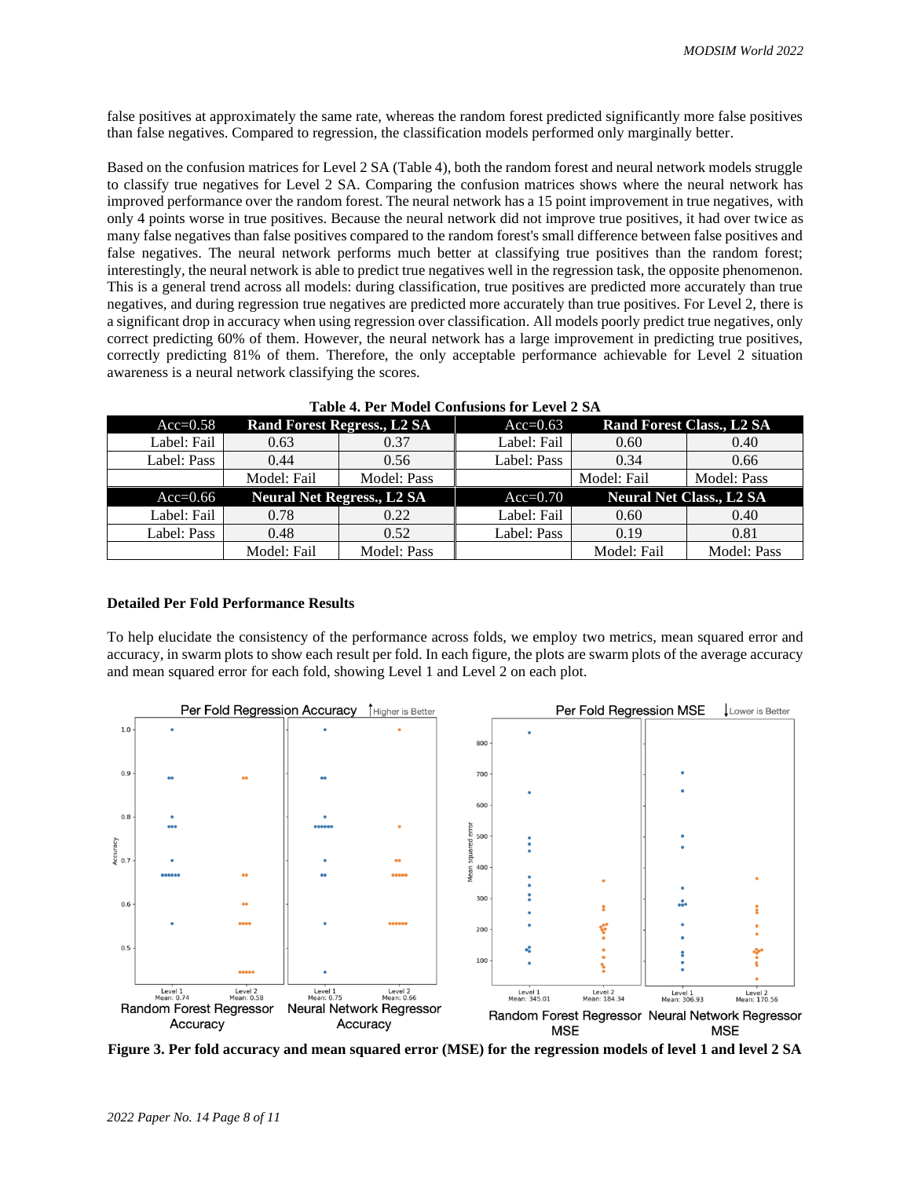false positives at approximately the same rate, whereas the random forest predicted significantly more false positives than false negatives. Compared to regression, the classification models performed only marginally better.

Based on the confusion matrices for Level 2 SA (Table 4), both the random forest and neural network models struggle to classify true negatives for Level 2 SA. Comparing the confusion matrices shows where the neural network has improved performance over the random forest. The neural network has a 15 point improvement in true negatives, with only 4 points worse in true positives. Because the neural network did not improve true positives, it had over twice as many false negatives than false positives compared to the random forest's small difference between false positives and false negatives. The neural network performs much better at classifying true positives than the random forest; interestingly, the neural network is able to predict true negatives well in the regression task, the opposite phenomenon. This is a general trend across all models: during classification, true positives are predicted more accurately than true negatives, and during regression true negatives are predicted more accurately than true positives. For Level 2, there is a significant drop in accuracy when using regression over classification. All models poorly predict true negatives, only correct predicting 60% of them. However, the neural network has a large improvement in predicting true positives, correctly predicting 81% of them. Therefore, the only acceptable performance achievable for Level 2 situation awareness is a neural network classifying the scores.

**Table 4. Per Model Confusions for Level 2 SA**

| Acc=0.58 | Rand Forest Regress., L2 SA | | Acc=0.63 | Rand Forest Class., L2 SA | |
|---|---|---|---|---|---|
| Label: Fail | 0.63 | 0.37 | Label: Fail | 0.60 | 0.40 |
| Label: Pass | 0.44 | 0.56 | Label: Pass | 0.34 | 0.66 |
| | Model: Fail | Model: Pass | | Model: Fail | Model: Pass |
| **Acc=0.66** | **Neural Net Regress., L2 SA** | | **Acc=0.70** | **Neural Net Class., L2 SA** | |
| Label: Fail | 0.78 | 0.22 | Label: Fail | 0.60 | 0.40 |
| Label: Pass | 0.48 | 0.52 | Label: Pass | 0.19 | 0.81 |
| | Model: Fail | Model: Pass | | Model: Fail | Model: Pass |

### Detailed Per Fold Performance Results

To help elucidate the consistency of the performance across folds, we employ two metrics, mean squared error and accuracy, in swarm plots to show each result per fold. In each figure, the plots are swarm plots of the average accuracy and mean squared error for each fold, showing Level 1 and Level 2 on each plot.

**Figure 3. Per fold accuracy and mean squared error (MSE) for the regression models of level 1 and level 2 SA**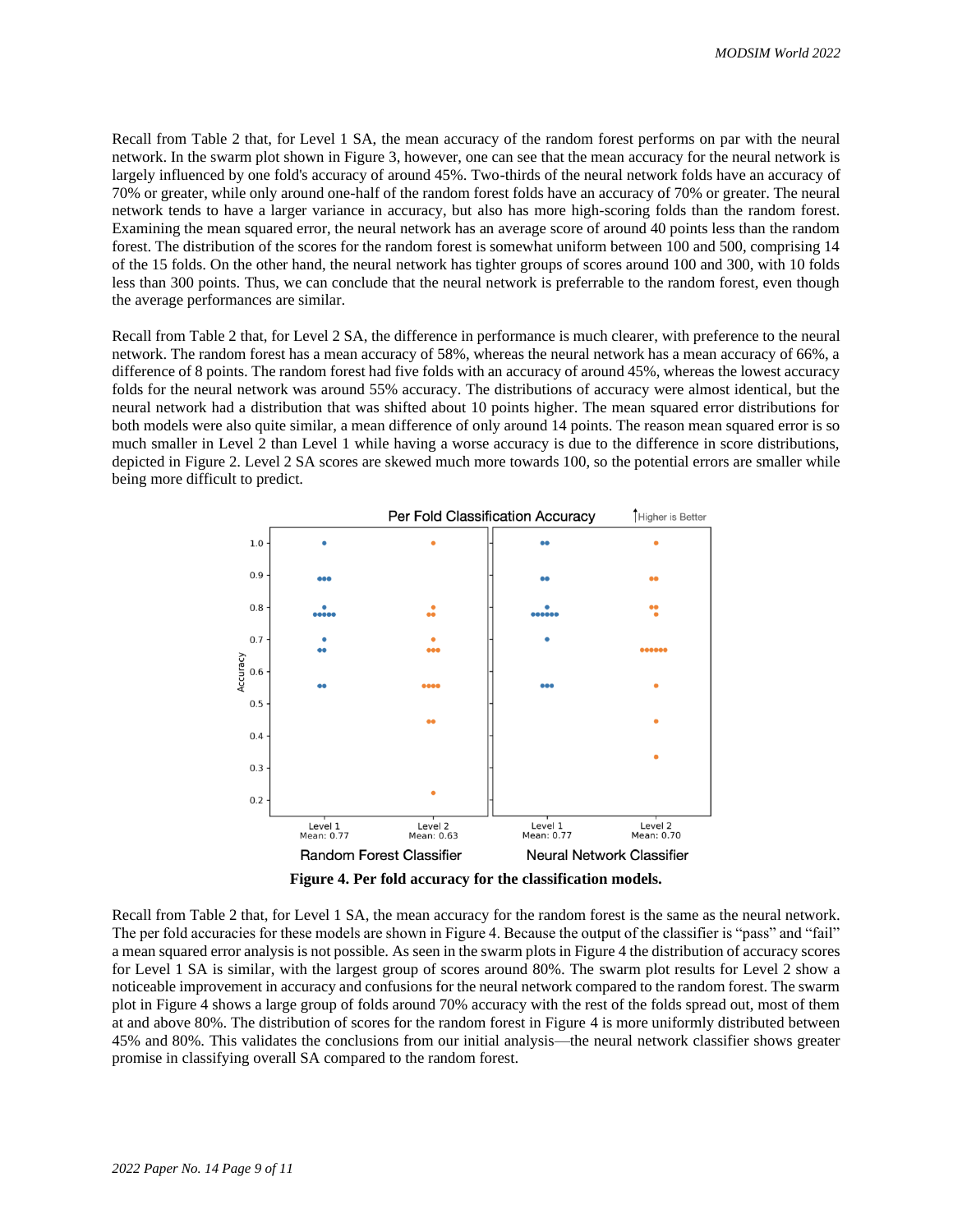Recall from Table 2 that, for Level 1 SA, the mean accuracy of the random forest performs on par with the neural network. In the swarm plot shown in Figure 3, however, one can see that the mean accuracy for the neural network is largely influenced by one fold's accuracy of around 45%. Two-thirds of the neural network folds have an accuracy of 70% or greater, while only around one-half of the random forest folds have an accuracy of 70% or greater. The neural network tends to have a larger variance in accuracy, but also has more high-scoring folds than the random forest. Examining the mean squared error, the neural network has an average score of around 40 points less than the random forest. The distribution of the scores for the random forest is somewhat uniform between 100 and 500, comprising 14 of the 15 folds. On the other hand, the neural network has tighter groups of scores around 100 and 300, with 10 folds less than 300 points. Thus, we can conclude that the neural network is preferrable to the random forest, even though the average performances are similar.

Recall from Table 2 that, for Level 2 SA, the difference in performance is much clearer, with preference to the neural network. The random forest has a mean accuracy of 58%, whereas the neural network has a mean accuracy of 66%, a difference of 8 points. The random forest had five folds with an accuracy of around 45%, whereas the lowest accuracy folds for the neural network was around 55% accuracy. The distributions of accuracy were almost identical, but the neural network had a distribution that was shifted about 10 points higher. The mean squared error distributions for both models were also quite similar, a mean difference of only around 14 points. The reason mean squared error is so much smaller in Level 2 than Level 1 while having a worse accuracy is due to the difference in score distributions, depicted in Figure 2. Level 2 SA scores are skewed much more towards 100, so the potential errors are smaller while being more difficult to predict.

**Figure 4. Per fold accuracy for the classification models.**

Recall from Table 2 that, for Level 1 SA, the mean accuracy for the random forest is the same as the neural network. The per fold accuracies for these models are shown in Figure 4. Because the output of the classifier is "pass" and "fail" a mean squared error analysis is not possible. As seen in the swarm plots in Figure 4 the distribution of accuracy scores for Level 1 SA is similar, with the largest group of scores around 80%. The swarm plot results for Level 2 show a noticeable improvement in accuracy and confusions for the neural network compared to the random forest. The swarm plot in Figure 4 shows a large group of folds around 70% accuracy with the rest of the folds spread out, most of them at and above 80%. The distribution of scores for the random forest in Figure 4 is more uniformly distributed between 45% and 80%. This validates the conclusions from our initial analysis—the neural network classifier shows greater promise in classifying overall SA compared to the random forest.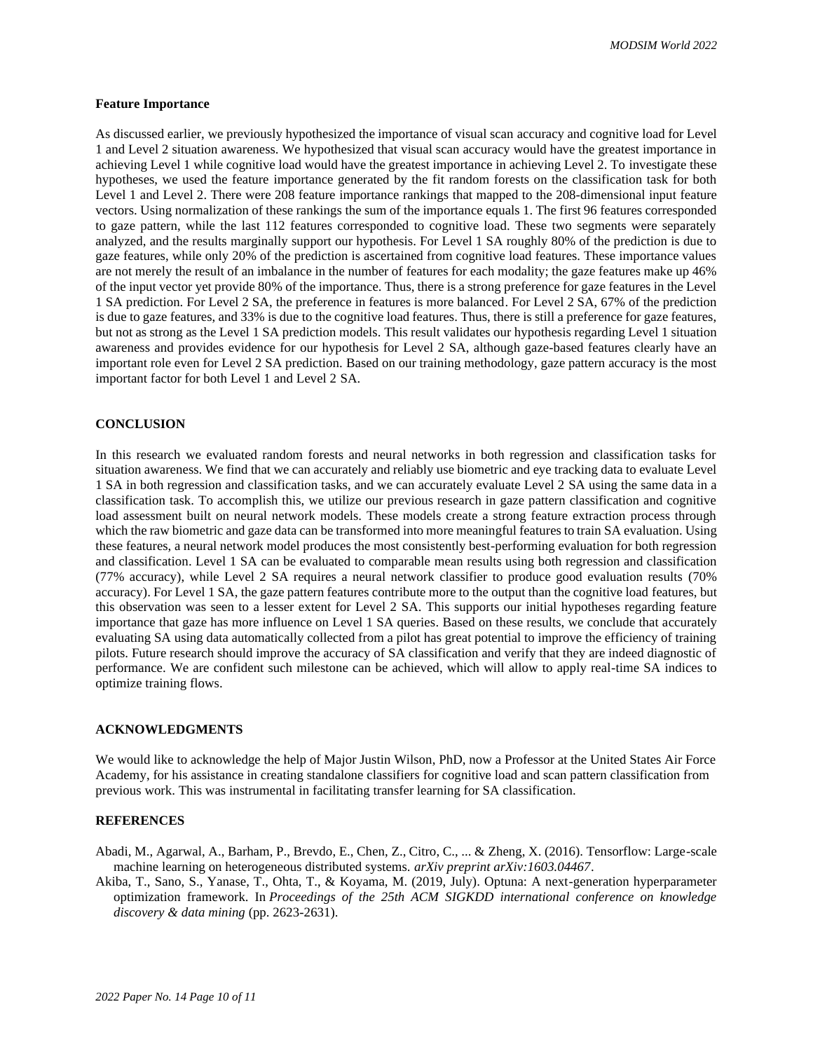### Feature Importance

As discussed earlier, we previously hypothesized the importance of visual scan accuracy and cognitive load for Level 1 and Level 2 situation awareness. We hypothesized that visual scan accuracy would have the greatest importance in achieving Level 1 while cognitive load would have the greatest importance in achieving Level 2. To investigate these hypotheses, we used the feature importance generated by the fit random forests on the classification task for both Level 1 and Level 2. There were 208 feature importance rankings that mapped to the 208-dimensional input feature vectors. Using normalization of these rankings the sum of the importance equals 1. The first 96 features corresponded to gaze pattern, while the last 112 features corresponded to cognitive load. These two segments were separately analyzed, and the results marginally support our hypothesis. For Level 1 SA roughly 80% of the prediction is due to gaze features, while only 20% of the prediction is ascertained from cognitive load features. These importance values are not merely the result of an imbalance in the number of features for each modality; the gaze features make up 46% of the input vector yet provide 80% of the importance. Thus, there is a strong preference for gaze features in the Level 1 SA prediction. For Level 2 SA, the preference in features is more balanced. For Level 2 SA, 67% of the prediction is due to gaze features, and 33% is due to the cognitive load features. Thus, there is still a preference for gaze features, but not as strong as the Level 1 SA prediction models. This result validates our hypothesis regarding Level 1 situation awareness and provides evidence for our hypothesis for Level 2 SA, although gaze-based features clearly have an important role even for Level 2 SA prediction. Based on our training methodology, gaze pattern accuracy is the most important factor for both Level 1 and Level 2 SA.

## CONCLUSION

In this research we evaluated random forests and neural networks in both regression and classification tasks for situation awareness. We find that we can accurately and reliably use biometric and eye tracking data to evaluate Level 1 SA in both regression and classification tasks, and we can accurately evaluate Level 2 SA using the same data in a classification task. To accomplish this, we utilize our previous research in gaze pattern classification and cognitive load assessment built on neural network models. These models create a strong feature extraction process through which the raw biometric and gaze data can be transformed into more meaningful features to train SA evaluation. Using these features, a neural network model produces the most consistently best-performing evaluation for both regression and classification. Level 1 SA can be evaluated to comparable mean results using both regression and classification (77% accuracy), while Level 2 SA requires a neural network classifier to produce good evaluation results (70% accuracy). For Level 1 SA, the gaze pattern features contribute more to the output than the cognitive load features, but this observation was seen to a lesser extent for Level 2 SA. This supports our initial hypotheses regarding feature importance that gaze has more influence on Level 1 SA queries. Based on these results, we conclude that accurately evaluating SA using data automatically collected from a pilot has great potential to improve the efficiency of training pilots. Future research should improve the accuracy of SA classification and verify that they are indeed diagnostic of performance. We are confident such milestone can be achieved, which will allow to apply real-time SA indices to optimize training flows.

## ACKNOWLEDGMENTS

We would like to acknowledge the help of Major Justin Wilson, PhD, now a Professor at the United States Air Force Academy, for his assistance in creating standalone classifiers for cognitive load and scan pattern classification from previous work. This was instrumental in facilitating transfer learning for SA classification.

## REFERENCES

Abadi, M., Agarwal, A., Barham, P., Brevdo, E., Chen, Z., Citro, C., ... & Zheng, X. (2016). Tensorflow: Large-scale machine learning on heterogeneous distributed systems. *arXiv preprint arXiv:1603.04467*.

Akiba, T., Sano, S., Yanase, T., Ohta, T., & Koyama, M. (2019, July). Optuna: A next-generation hyperparameter optimization framework. In *Proceedings of the 25th ACM SIGKDD international conference on knowledge discovery & data mining* (pp. 2623-2631).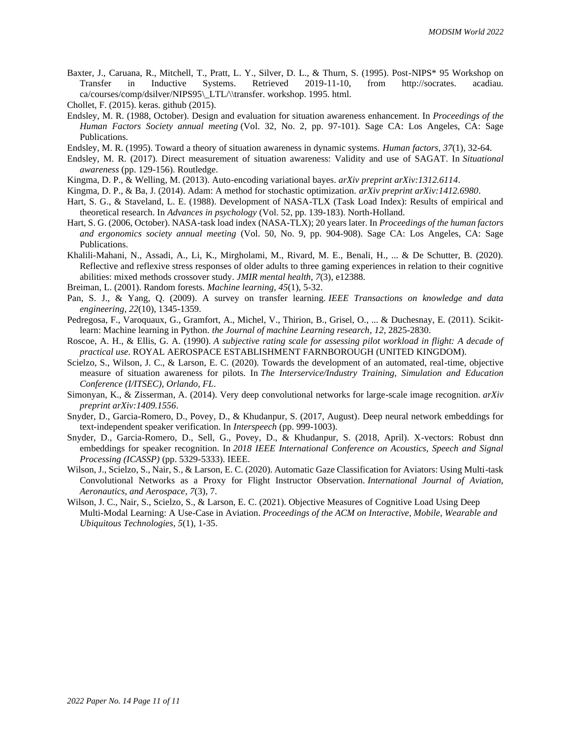Baxter, J., Caruana, R., Mitchell, T., Pratt, L. Y., Silver, D. L., & Thurn, S. (1995). Post-NIPS* 95 Workshop on Transfer in Inductive Systems. Retrieved 2019-11-10, from http://socrates. acadiau. ca/courses/comp/dsilver/NIPS95\_LTL/\\transfer. workshop. 1995. html.

Chollet, F. (2015). keras. github (2015).

Endsley, M. R. (1988, October). Design and evaluation for situation awareness enhancement. In *Proceedings of the Human Factors Society annual meeting* (Vol. 32, No. 2, pp. 97-101). Sage CA: Los Angeles, CA: Sage Publications.

Endsley, M. R. (1995). Toward a theory of situation awareness in dynamic systems. *Human factors*, *37*(1), 32-64.

Endsley, M. R. (2017). Direct measurement of situation awareness: Validity and use of SAGAT. In *Situational awareness* (pp. 129-156). Routledge.

Kingma, D. P., & Welling, M. (2013). Auto-encoding variational bayes. *arXiv preprint arXiv:1312.6114*.

Kingma, D. P., & Ba, J. (2014). Adam: A method for stochastic optimization. *arXiv preprint arXiv:1412.6980*.

Hart, S. G., & Staveland, L. E. (1988). Development of NASA-TLX (Task Load Index): Results of empirical and theoretical research. In *Advances in psychology* (Vol. 52, pp. 139-183). North-Holland.

Hart, S. G. (2006, October). NASA-task load index (NASA-TLX); 20 years later. In *Proceedings of the human factors and ergonomics society annual meeting* (Vol. 50, No. 9, pp. 904-908). Sage CA: Los Angeles, CA: Sage Publications.

Khalili-Mahani, N., Assadi, A., Li, K., Mirgholami, M., Rivard, M. E., Benali, H., ... & De Schutter, B. (2020). Reflective and reflexive stress responses of older adults to three gaming experiences in relation to their cognitive abilities: mixed methods crossover study. *JMIR mental health*, *7*(3), e12388.

Breiman, L. (2001). Random forests. *Machine learning*, *45*(1), 5-32.

Pan, S. J., & Yang, Q. (2009). A survey on transfer learning. *IEEE Transactions on knowledge and data engineering*, *22*(10), 1345-1359.

Pedregosa, F., Varoquaux, G., Gramfort, A., Michel, V., Thirion, B., Grisel, O., ... & Duchesnay, E. (2011). Scikit-learn: Machine learning in Python. *the Journal of machine Learning research*, *12*, 2825-2830.

Roscoe, A. H., & Ellis, G. A. (1990). *A subjective rating scale for assessing pilot workload in flight: A decade of practical use*. ROYAL AEROSPACE ESTABLISHMENT FARNBOROUGH (UNITED KINGDOM).

Scielzo, S., Wilson, J. C., & Larson, E. C. (2020). Towards the development of an automated, real-time, objective measure of situation awareness for pilots. In *The Interservice/Industry Training, Simulation and Education Conference (I/ITSEC), Orlando, FL*.

Simonyan, K., & Zisserman, A. (2014). Very deep convolutional networks for large-scale image recognition. *arXiv preprint arXiv:1409.1556*.

Snyder, D., Garcia-Romero, D., Povey, D., & Khudanpur, S. (2017, August). Deep neural network embeddings for text-independent speaker verification. In *Interspeech* (pp. 999-1003).

Snyder, D., Garcia-Romero, D., Sell, G., Povey, D., & Khudanpur, S. (2018, April). X-vectors: Robust dnn embeddings for speaker recognition. In *2018 IEEE International Conference on Acoustics, Speech and Signal Processing (ICASSP)* (pp. 5329-5333). IEEE.

Wilson, J., Scielzo, S., Nair, S., & Larson, E. C. (2020). Automatic Gaze Classification for Aviators: Using Multi-task Convolutional Networks as a Proxy for Flight Instructor Observation. *International Journal of Aviation, Aeronautics, and Aerospace*, *7*(3), 7.

Wilson, J. C., Nair, S., Scielzo, S., & Larson, E. C. (2021). Objective Measures of Cognitive Load Using Deep Multi-Modal Learning: A Use-Case in Aviation. *Proceedings of the ACM on Interactive, Mobile, Wearable and Ubiquitous Technologies*, *5*(1), 1-35.